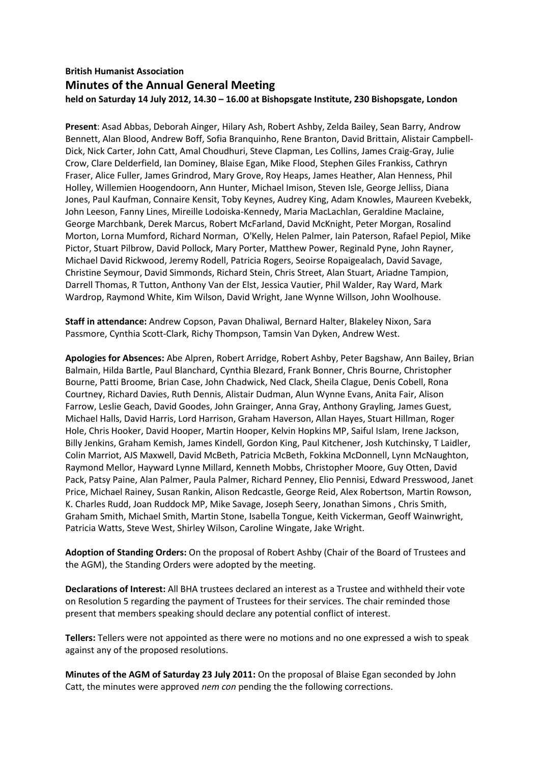**British Humanist Association**

## Minutes of the Annual General Meeting

**held on Saturday 14 July 2012, 14.30 – 16.00 at Bishopsgate Institute, 230 Bishopsgate, London**

**Present**: Asad Abbas, Deborah Ainger, Hilary Ash, Robert Ashby, Zelda Bailey, Sean Barry, Androw Bennett, Alan Blood, Andrew Boff, Sofia Branquinho, Rene Branton, David Brittain, Alistair Campbell-Dick, Nick Carter, John Catt, Amal Choudhuri, Steve Clapman, Les Collins, James Craig-Gray, Julie Crow, Clare Delderfield, Ian Dominey, Blaise Egan, Mike Flood, Stephen Giles Frankiss, Cathryn Fraser, Alice Fuller, James Grindrod, Mary Grove, Roy Heaps, James Heather, Alan Henness, Phil Holley, Willemien Hoogendoorn, Ann Hunter, Michael Imison, Steven Isle, George Jelliss, Diana Jones, Paul Kaufman, Connaire Kensit, Toby Keynes, Audrey King, Adam Knowles, Maureen Kvebekk, John Leeson, Fanny Lines, Mireille Lodoiska-Kennedy, Maria MacLachlan, Geraldine Maclaine, George Marchbank, Derek Marcus, Robert McFarland, David McKnight, Peter Morgan, Rosalind Morton, Lorna Mumford, Richard Norman, O'Kelly, Helen Palmer, Iain Paterson, Rafael Pepiol, Mike Pictor, Stuart Pilbrow, David Pollock, Mary Porter, Matthew Power, Reginald Pyne, John Rayner, Michael David Rickwood, Jeremy Rodell, Patricia Rogers, Seoirse Ropaigealach, David Savage, Christine Seymour, David Simmonds, Richard Stein, Chris Street, Alan Stuart, Ariadne Tampion, Darrell Thomas, R Tutton, Anthony Van der Elst, Jessica Vautier, Phil Walder, Ray Ward, Mark Wardrop, Raymond White, Kim Wilson, David Wright, Jane Wynne Willson, John Woolhouse.

**Staff in attendance:** Andrew Copson, Pavan Dhaliwal, Bernard Halter, Blakeley Nixon, Sara Passmore, Cynthia Scott-Clark, Richy Thompson, Tamsin Van Dyken, Andrew West.

**Apologies for Absences:** Abe Alpren, Robert Arridge, Robert Ashby, Peter Bagshaw, Ann Bailey, Brian Balmain, Hilda Bartle, Paul Blanchard, Cynthia Blezard, Frank Bonner, Chris Bourne, Christopher Bourne, Patti Broome, Brian Case, John Chadwick, Ned Clack, Sheila Clague, Denis Cobell, Rona Courtney, Richard Davies, Ruth Dennis, Alistair Dudman, Alun Wynne Evans, Anita Fair, Alison Farrow, Leslie Geach, David Goodes, John Grainger, Anna Gray, Anthony Grayling, James Guest, Michael Halls, David Harris, Lord Harrison, Graham Haverson, Allan Hayes, Stuart Hillman, Roger Hole, Chris Hooker, David Hooper, Martin Hooper, Kelvin Hopkins MP, Saiful Islam, Irene Jackson, Billy Jenkins, Graham Kemish, James Kindell, Gordon King, Paul Kitchener, Josh Kutchinsky, T Laidler, Colin Marriot, AJS Maxwell, David McBeth, Patricia McBeth, Fokkina McDonnell, Lynn McNaughton, Raymond Mellor, Hayward Lynne Millard, Kenneth Mobbs, Christopher Moore, Guy Otten, David Pack, Patsy Paine, Alan Palmer, Paula Palmer, Richard Penney, Elio Pennisi, Edward Presswood, Janet Price, Michael Rainey, Susan Rankin, Alison Redcastle, George Reid, Alex Robertson, Martin Rowson, K. Charles Rudd, Joan Ruddock MP, Mike Savage, Joseph Seery, Jonathan Simons , Chris Smith, Graham Smith, Michael Smith, Martin Stone, Isabella Tongue, Keith Vickerman, Geoff Wainwright, Patricia Watts, Steve West, Shirley Wilson, Caroline Wingate, Jake Wright.

**Adoption of Standing Orders:** On the proposal of Robert Ashby (Chair of the Board of Trustees and the AGM), the Standing Orders were adopted by the meeting.

**Declarations of Interest:** All BHA trustees declared an interest as a Trustee and withheld their vote on Resolution 5 regarding the payment of Trustees for their services. The chair reminded those present that members speaking should declare any potential conflict of interest.

**Tellers:** Tellers were not appointed as there were no motions and no one expressed a wish to speak against any of the proposed resolutions.

**Minutes of the AGM of Saturday 23 July 2011:** On the proposal of Blaise Egan seconded by John Catt, the minutes were approved *nem con* pending the the following corrections.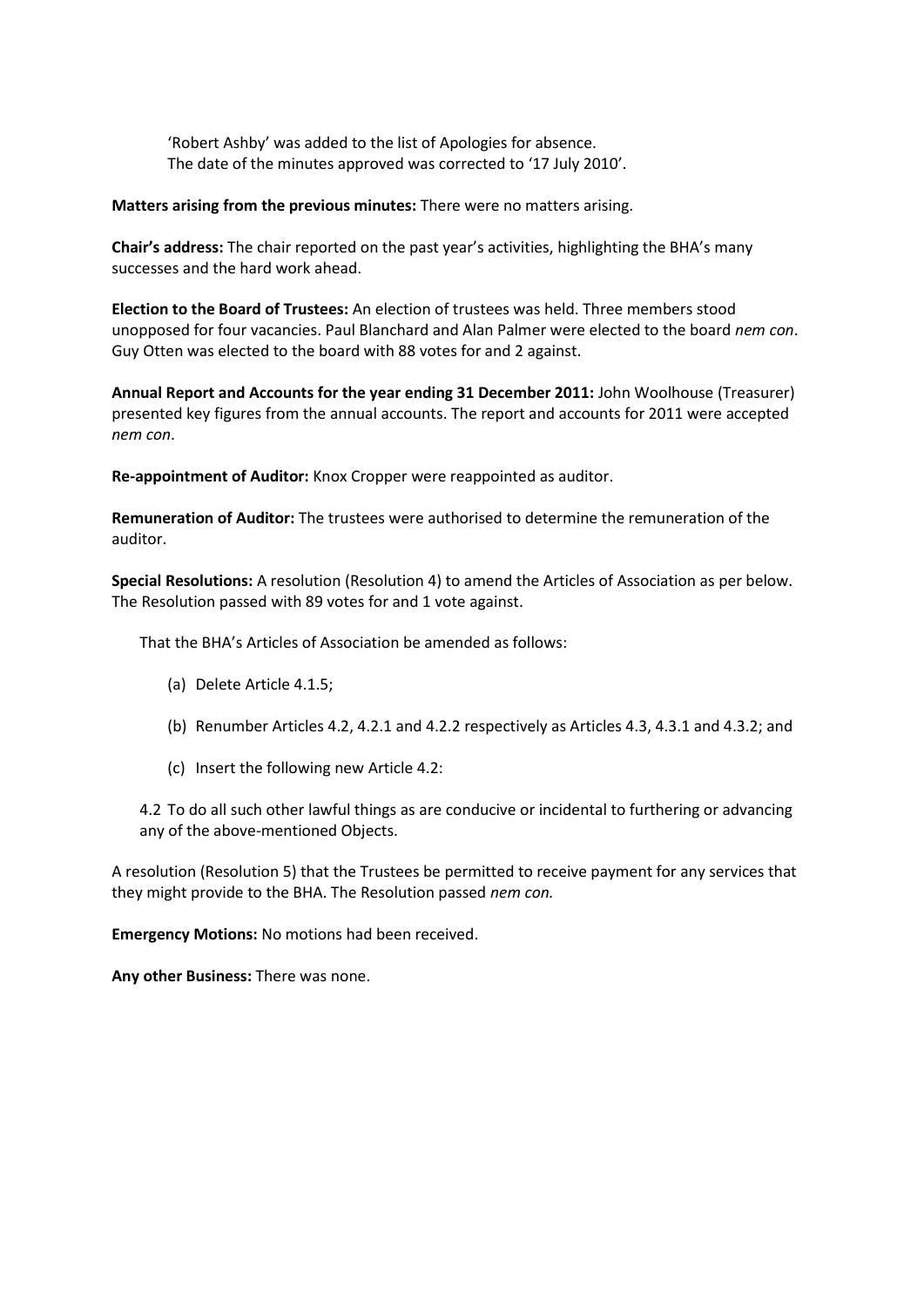'Robert Ashby' was added to the list of Apologies for absence.
The date of the minutes approved was corrected to '17 July 2010'.

**Matters arising from the previous minutes:** There were no matters arising.

**Chair's address:** The chair reported on the past year's activities, highlighting the BHA's many successes and the hard work ahead.

**Election to the Board of Trustees:** An election of trustees was held. Three members stood unopposed for four vacancies. Paul Blanchard and Alan Palmer were elected to the board *nem con*. Guy Otten was elected to the board with 88 votes for and 2 against.

**Annual Report and Accounts for the year ending 31 December 2011:** John Woolhouse (Treasurer) presented key figures from the annual accounts. The report and accounts for 2011 were accepted *nem con*.

**Re-appointment of Auditor:** Knox Cropper were reappointed as auditor.

**Remuneration of Auditor:** The trustees were authorised to determine the remuneration of the auditor.

**Special Resolutions:** A resolution (Resolution 4) to amend the Articles of Association as per below. The Resolution passed with 89 votes for and 1 vote against.

That the BHA's Articles of Association be amended as follows:

(a) Delete Article 4.1.5;

(b) Renumber Articles 4.2, 4.2.1 and 4.2.2 respectively as Articles 4.3, 4.3.1 and 4.3.2; and

(c) Insert the following new Article 4.2:

4.2 To do all such other lawful things as are conducive or incidental to furthering or advancing any of the above-mentioned Objects.

A resolution (Resolution 5) that the Trustees be permitted to receive payment for any services that they might provide to the BHA. The Resolution passed *nem con.*

**Emergency Motions:** No motions had been received.

**Any other Business:** There was none.